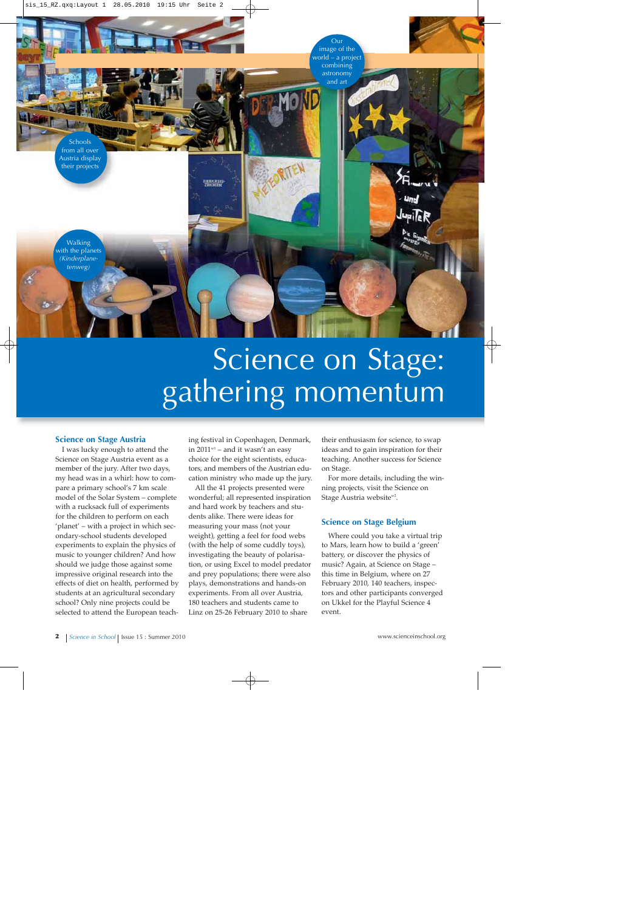Schools from all over Austria display their projects

Our image of the world – a project combining astronomy and art

Walking with the planets (*Kinderplanetenweg*)

# Science on Stage: gathering momentum

## Science on Stage Austria

I was lucky enough to attend the Science on Stage Austria event as a member of the jury. After two days, my head was in a whirl: how to compare a primary school's 7 km scale model of the Solar System – complete with a rucksack full of experiments for the children to perform on each 'planet' – with a project in which secondary-school students developed experiments to explain the physics of music to younger children? And how should we judge those against some impressive original research into the effects of diet on health, performed by students at an agricultural secondary school? Only nine projects could be selected to attend the European teaching festival in Copenhagen, Denmark, in 2011[w1] – and it wasn't an easy choice for the eight scientists, educators, and members of the Austrian education ministry who made up the jury.

All the 41 projects presented were wonderful; all represented inspiration and hard work by teachers and students alike. There were ideas for measuring your mass (not your weight), getting a feel for food webs (with the help of some cuddly toys), investigating the beauty of polarisation, or using Excel to model predator and prey populations; there were also plays, demonstrations and hands-on experiments. From all over Austria, 180 teachers and students came to Linz on 25-26 February 2010 to share their enthusiasm for science, to swap ideas and to gain inspiration for their teaching. Another success for Science on Stage.

For more details, including the winning projects, visit the Science on Stage Austria website[w2].

## Science on Stage Belgium

Where could you take a virtual trip to Mars, learn how to build a 'green' battery, or discover the physics of music? Again, at Science on Stage – this time in Belgium, where on 27 February 2010, 140 teachers, inspectors and other participants converged on Ukkel for the Playful Science 4 event.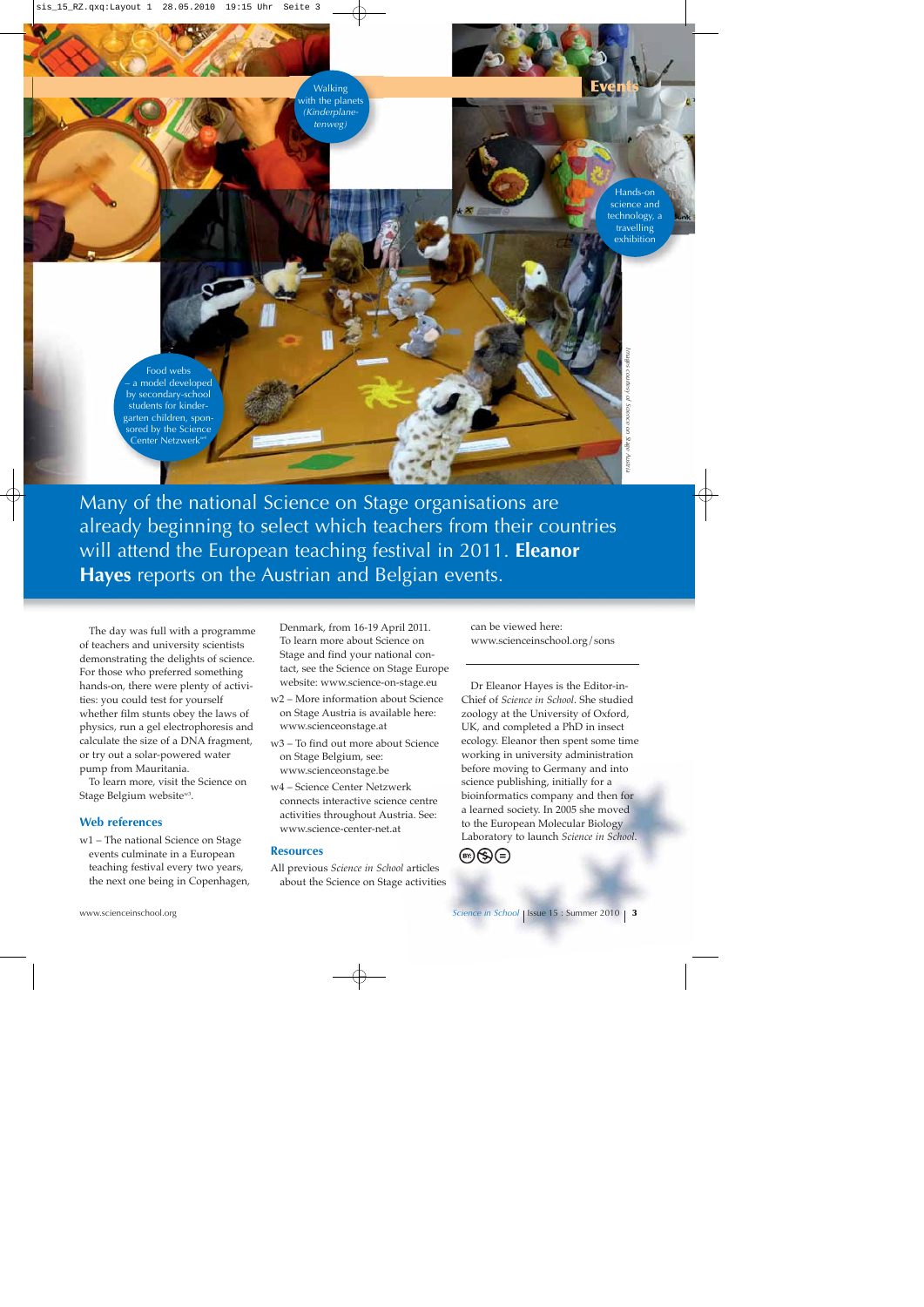Walking with the planets (*Kinderplanetenweg*)

Hands-on science and technology, a travelling exhibition

Food webs – a model developed by secondary-school students for kindergarten children, sponsored by the Science Center Netzwerk[w4]

*Images courtesy of Science on Stage Austria*

Many of the national Science on Stage organisations are already beginning to select which teachers from their countries will attend the European teaching festival in 2011. **Eleanor Hayes** reports on the Austrian and Belgian events.

The day was full with a programme of teachers and university scientists demonstrating the delights of science. For those who preferred something hands-on, there were plenty of activities: you could test for yourself whether film stunts obey the laws of physics, run a gel electrophoresis and calculate the size of a DNA fragment, or try out a solar-powered water pump from Mauritania.

To learn more, visit the Science on Stage Belgium website[w3].

### Web references

w1 – The national Science on Stage events culminate in a European teaching festival every two years, the next one being in Copenhagen, Denmark, from 16-19 April 2011. To learn more about Science on Stage and find your national contact, see the Science on Stage Europe website: www.science-on-stage.eu

w2 – More information about Science on Stage Austria is available here: www.scienceonstage.at

w3 – To find out more about Science on Stage Belgium, see: www.scienceonstage.be

w4 – Science Center Netzwerk connects interactive science centre activities throughout Austria. See: www.science-center-net.at

### Resources

All previous *Science in School* articles about the Science on Stage activities can be viewed here: www.scienceinschool.org/sons

Dr Eleanor Hayes is the Editor-in-Chief of *Science in School*. She studied zoology at the University of Oxford, UK, and completed a PhD in insect ecology. Eleanor then spent some time working in university administration before moving to Germany and into science publishing, initially for a bioinformatics company and then for a learned society. In 2005 she moved to the European Molecular Biology Laboratory to launch *Science in School*.